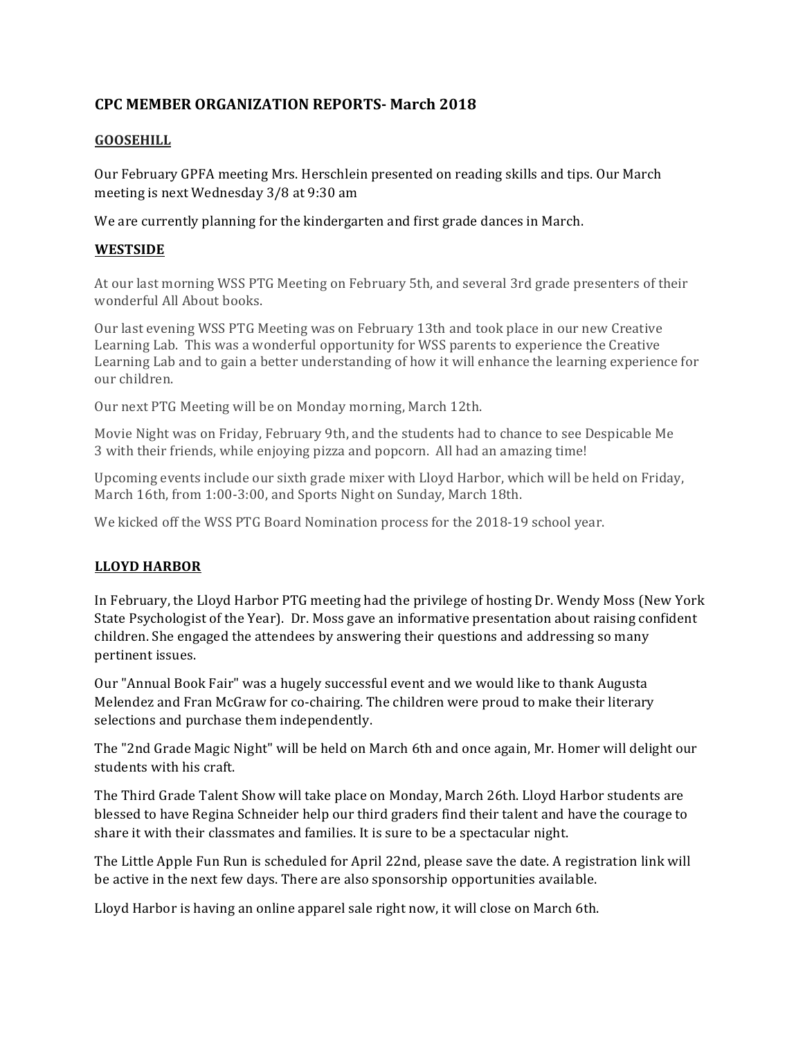## CPC MEMBER ORGANIZATION REPORTS- March 2018

### GOOSEHILL

Our February GPFA meeting Mrs. Herschlein presented on reading skills and tips. Our March meeting is next Wednesday 3/8 at 9:30 am

We are currently planning for the kindergarten and first grade dances in March.

### WESTSIDE

At our last morning WSS PTG Meeting on February 5th, and several 3rd grade presenters of their wonderful All About books.

Our last evening WSS PTG Meeting was on February 13th and took place in our new Creative Learning Lab. This was a wonderful opportunity for WSS parents to experience the Creative Learning Lab and to gain a better understanding of how it will enhance the learning experience for our children.

Our next PTG Meeting will be on Monday morning, March 12th.

Movie Night was on Friday, February 9th, and the students had to chance to see Despicable Me 3 with their friends, while enjoying pizza and popcorn. All had an amazing time!

Upcoming events include our sixth grade mixer with Lloyd Harbor, which will be held on Friday, March 16th, from 1:00-3:00, and Sports Night on Sunday, March 18th.

We kicked off the WSS PTG Board Nomination process for the 2018-19 school year.

### LLOYD HARBOR

In February, the Lloyd Harbor PTG meeting had the privilege of hosting Dr. Wendy Moss (New York State Psychologist of the Year). Dr. Moss gave an informative presentation about raising confident children. She engaged the attendees by answering their questions and addressing so many pertinent issues.

Our "Annual Book Fair" was a hugely successful event and we would like to thank Augusta Melendez and Fran McGraw for co-chairing. The children were proud to make their literary selections and purchase them independently.

The "2nd Grade Magic Night" will be held on March 6th and once again, Mr. Homer will delight our students with his craft.

The Third Grade Talent Show will take place on Monday, March 26th. Lloyd Harbor students are blessed to have Regina Schneider help our third graders find their talent and have the courage to share it with their classmates and families. It is sure to be a spectacular night.

The Little Apple Fun Run is scheduled for April 22nd, please save the date. A registration link will be active in the next few days. There are also sponsorship opportunities available.

Lloyd Harbor is having an online apparel sale right now, it will close on March 6th.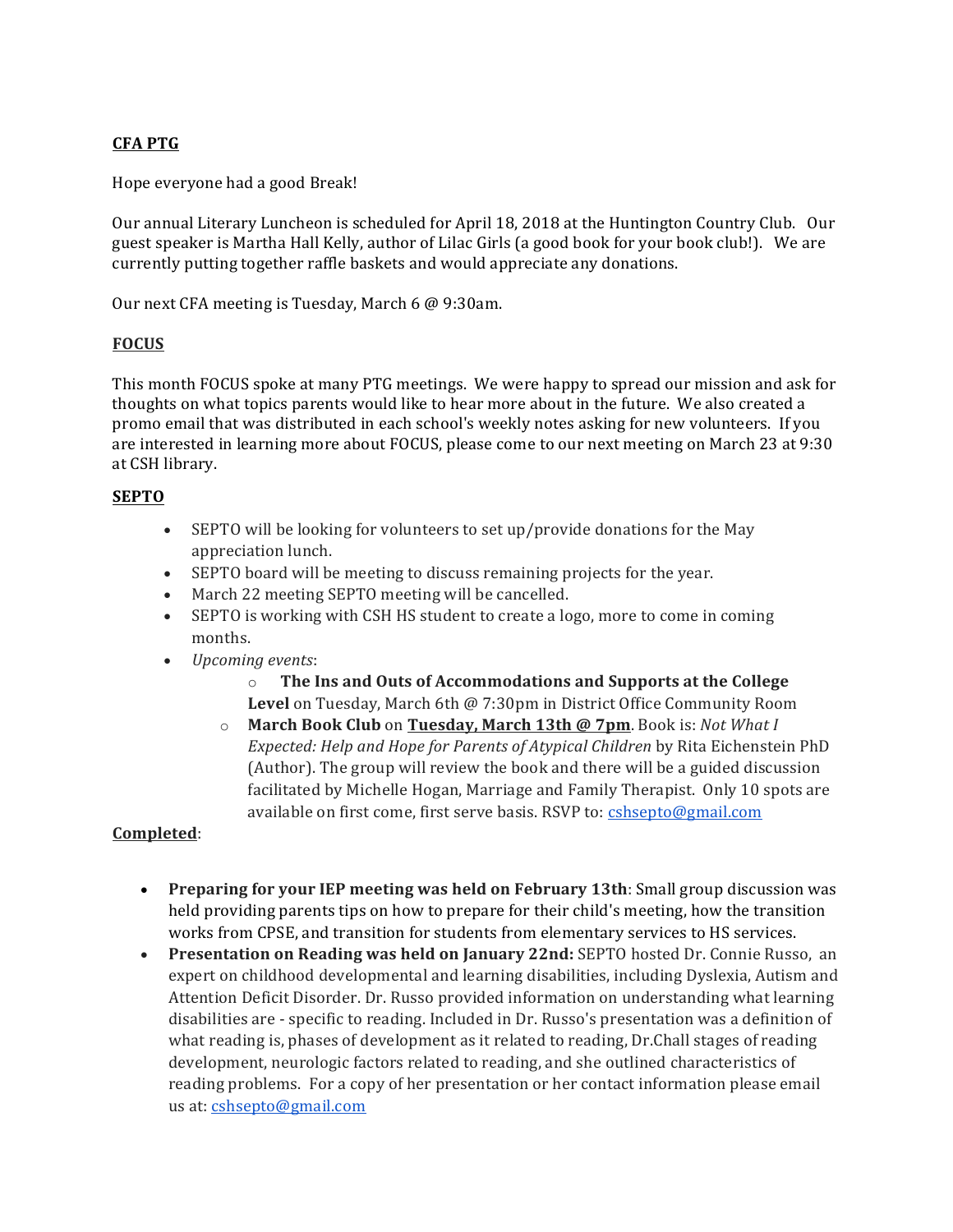**CFA PTG**

Hope everyone had a good Break!

Our annual Literary Luncheon is scheduled for April 18, 2018 at the Huntington Country Club. Our guest speaker is Martha Hall Kelly, author of Lilac Girls (a good book for your book club!). We are currently putting together raffle baskets and would appreciate any donations.

Our next CFA meeting is Tuesday, March 6 @ 9:30am.

**FOCUS**

This month FOCUS spoke at many PTG meetings. We were happy to spread our mission and ask for thoughts on what topics parents would like to hear more about in the future. We also created a promo email that was distributed in each school's weekly notes asking for new volunteers. If you are interested in learning more about FOCUS, please come to our next meeting on March 23 at 9:30 at CSH library.

**SEPTO**

- SEPTO will be looking for volunteers to set up/provide donations for the May appreciation lunch.
- SEPTO board will be meeting to discuss remaining projects for the year.
- March 22 meeting SEPTO meeting will be cancelled.
- SEPTO is working with CSH HS student to create a logo, more to come in coming months.
- *Upcoming events*:
  - **The Ins and Outs of Accommodations and Supports at the College Level** on Tuesday, March 6th @ 7:30pm in District Office Community Room
  - **March Book Club** on **Tuesday, March 13th @ 7pm**. Book is: *Not What I Expected: Help and Hope for Parents of Atypical Children* by Rita Eichenstein PhD (Author). The group will review the book and there will be a guided discussion facilitated by Michelle Hogan, Marriage and Family Therapist. Only 10 spots are available on first come, first serve basis. RSVP to: cshsepto@gmail.com

**Completed**:

- **Preparing for your IEP meeting was held on February 13th**: Small group discussion was held providing parents tips on how to prepare for their child's meeting, how the transition works from CPSE, and transition for students from elementary services to HS services.
- **Presentation on Reading was held on January 22nd:** SEPTO hosted Dr. Connie Russo, an expert on childhood developmental and learning disabilities, including Dyslexia, Autism and Attention Deficit Disorder. Dr. Russo provided information on understanding what learning disabilities are - specific to reading. Included in Dr. Russo's presentation was a definition of what reading is, phases of development as it related to reading, Dr.Chall stages of reading development, neurologic factors related to reading, and she outlined characteristics of reading problems. For a copy of her presentation or her contact information please email us at: cshsepto@gmail.com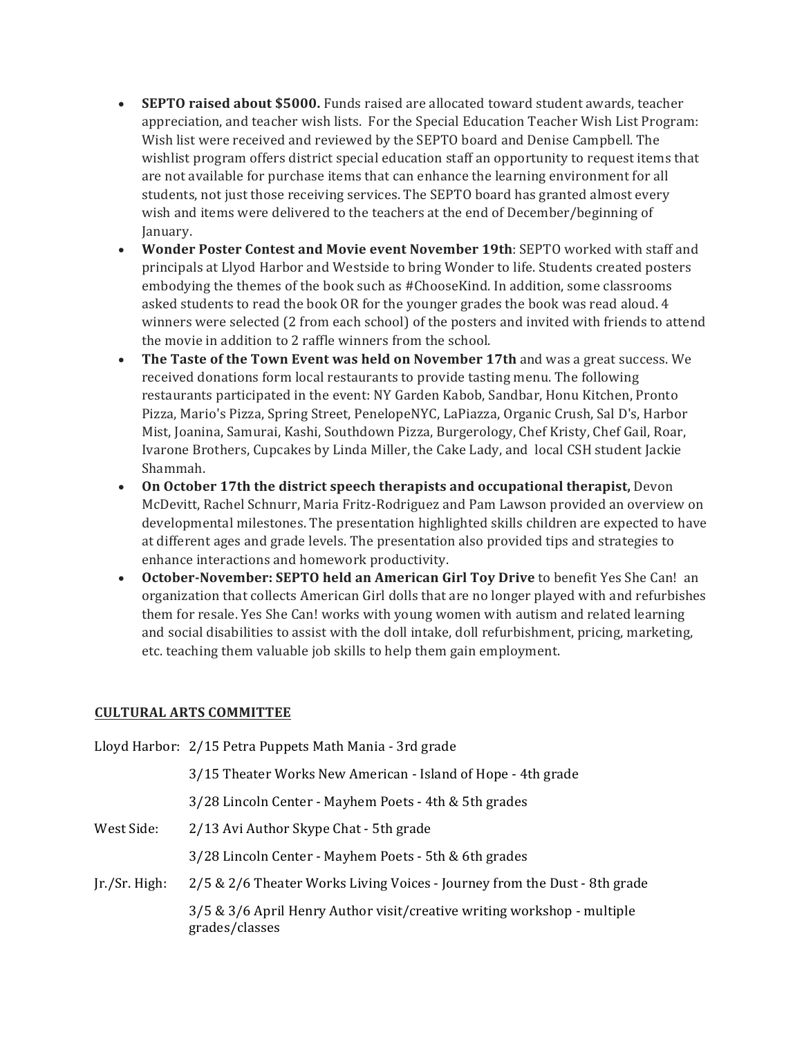- **SEPTO raised about $5000.** Funds raised are allocated toward student awards, teacher appreciation, and teacher wish lists. For the Special Education Teacher Wish List Program: Wish list were received and reviewed by the SEPTO board and Denise Campbell. The wishlist program offers district special education staff an opportunity to request items that are not available for purchase items that can enhance the learning environment for all students, not just those receiving services. The SEPTO board has granted almost every wish and items were delivered to the teachers at the end of December/beginning of January.
- **Wonder Poster Contest and Movie event November 19th**: SEPTO worked with staff and principals at Llyod Harbor and Westside to bring Wonder to life. Students created posters embodying the themes of the book such as #ChooseKind. In addition, some classrooms asked students to read the book OR for the younger grades the book was read aloud. 4 winners were selected (2 from each school) of the posters and invited with friends to attend the movie in addition to 2 raffle winners from the school.
- **The Taste of the Town Event was held on November 17th** and was a great success. We received donations form local restaurants to provide tasting menu. The following restaurants participated in the event: NY Garden Kabob, Sandbar, Honu Kitchen, Pronto Pizza, Mario's Pizza, Spring Street, PenelopeNYC, LaPiazza, Organic Crush, Sal D's, Harbor Mist, Joanina, Samurai, Kashi, Southdown Pizza, Burgerology, Chef Kristy, Chef Gail, Roar, Ivarone Brothers, Cupcakes by Linda Miller, the Cake Lady, and local CSH student Jackie Shammah.
- **On October 17th the district speech therapists and occupational therapist,** Devon McDevitt, Rachel Schnurr, Maria Fritz-Rodriguez and Pam Lawson provided an overview on developmental milestones. The presentation highlighted skills children are expected to have at different ages and grade levels. The presentation also provided tips and strategies to enhance interactions and homework productivity.
- **October-November: SEPTO held an American Girl Toy Drive** to benefit Yes She Can! an organization that collects American Girl dolls that are no longer played with and refurbishes them for resale. Yes She Can! works with young women with autism and related learning and social disabilities to assist with the doll intake, doll refurbishment, pricing, marketing, etc. teaching them valuable job skills to help them gain employment.

**CULTURAL ARTS COMMITTEE**

Lloyd Harbor: 2/15 Petra Puppets Math Mania - 3rd grade

3/15 Theater Works New American - Island of Hope - 4th grade

3/28 Lincoln Center - Mayhem Poets - 4th & 5th grades

West Side: 2/13 Avi Author Skype Chat - 5th grade

3/28 Lincoln Center - Mayhem Poets - 5th & 6th grades

Jr./Sr. High: 2/5 & 2/6 Theater Works Living Voices - Journey from the Dust - 8th grade

3/5 & 3/6 April Henry Author visit/creative writing workshop - multiple grades/classes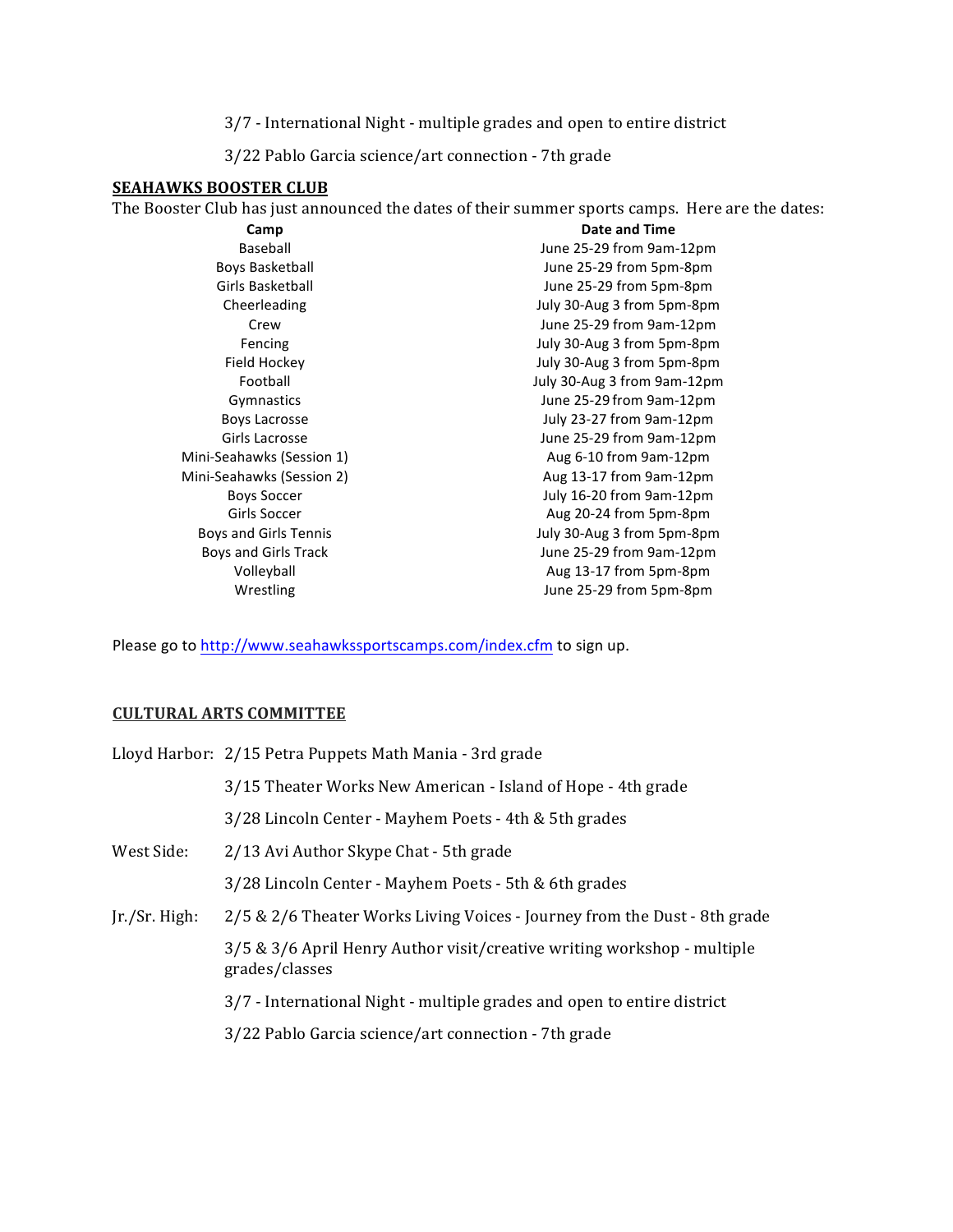3/7 - International Night - multiple grades and open to entire district

3/22 Pablo Garcia science/art connection - 7th grade

**SEAHAWKS BOOSTER CLUB**

The Booster Club has just announced the dates of their summer sports camps. Here are the dates:

| Camp | Date and Time |
|---|---|
| Baseball | June 25-29 from 9am-12pm |
| Boys Basketball | June 25-29 from 5pm-8pm |
| Girls Basketball | June 25-29 from 5pm-8pm |
| Cheerleading | July 30-Aug 3 from 5pm-8pm |
| Crew | June 25-29 from 9am-12pm |
| Fencing | July 30-Aug 3 from 5pm-8pm |
| Field Hockey | July 30-Aug 3 from 5pm-8pm |
| Football | July 30-Aug 3 from 9am-12pm |
| Gymnastics | June 25-29 from 9am-12pm |
| Boys Lacrosse | July 23-27 from 9am-12pm |
| Girls Lacrosse | June 25-29 from 9am-12pm |
| Mini-Seahawks (Session 1) | Aug 6-10 from 9am-12pm |
| Mini-Seahawks (Session 2) | Aug 13-17 from 9am-12pm |
| Boys Soccer | July 16-20 from 9am-12pm |
| Girls Soccer | Aug 20-24 from 5pm-8pm |
| Boys and Girls Tennis | July 30-Aug 3 from 5pm-8pm |
| Boys and Girls Track | June 25-29 from 9am-12pm |
| Volleyball | Aug 13-17 from 5pm-8pm |
| Wrestling | June 25-29 from 5pm-8pm |

Please go to http://www.seahawkssportscamps.com/index.cfm to sign up.

**CULTURAL ARTS COMMITTEE**

Lloyd Harbor: 2/15 Petra Puppets Math Mania - 3rd grade

3/15 Theater Works New American - Island of Hope - 4th grade

3/28 Lincoln Center - Mayhem Poets - 4th & 5th grades

West Side: 2/13 Avi Author Skype Chat - 5th grade

3/28 Lincoln Center - Mayhem Poets - 5th & 6th grades

Jr./Sr. High: 2/5 & 2/6 Theater Works Living Voices - Journey from the Dust - 8th grade

3/5 & 3/6 April Henry Author visit/creative writing workshop - multiple grades/classes

3/7 - International Night - multiple grades and open to entire district

3/22 Pablo Garcia science/art connection - 7th grade